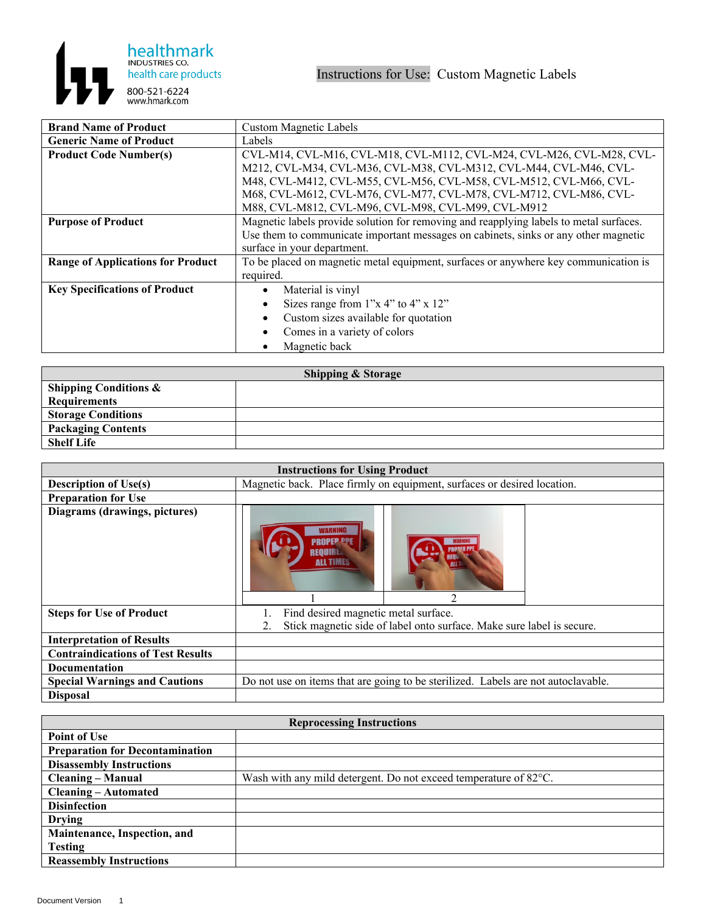healthmark INDUSTRIES CO. health care products 800-521-6224 www.hmark.com

# Instructions for Use: Custom Magnetic Labels

| | |
|---|---|
| **Brand Name of Product** | Custom Magnetic Labels |
| **Generic Name of Product** | Labels |
| **Product Code Number(s)** | CVL-M14, CVL-M16, CVL-M18, CVL-M112, CVL-M24, CVL-M26, CVL-M28, CVL-M212, CVL-M34, CVL-M36, CVL-M38, CVL-M312, CVL-M44, CVL-M46, CVL-M48, CVL-M412, CVL-M55, CVL-M56, CVL-M58, CVL-M512, CVL-M66, CVL-M68, CVL-M612, CVL-M76, CVL-M77, CVL-M78, CVL-M712, CVL-M86, CVL-M88, CVL-M812, CVL-M96, CVL-M98, CVL-M99, CVL-M912 |
| **Purpose of Product** | Magnetic labels provide solution for removing and reapplying labels to metal surfaces. Use them to communicate important messages on cabinets, sinks or any other magnetic surface in your department. |
| **Range of Applications for Product** | To be placed on magnetic metal equipment, surfaces or anywhere key communication is required. |
| **Key Specifications of Product** | • Material is vinyl<br>• Sizes range from 1"x 4" to 4" x 12"<br>• Custom sizes available for quotation<br>• Comes in a variety of colors<br>• Magnetic back |

| Shipping & Storage | |
|---|---|
| **Shipping Conditions & Requirements** | |
| **Storage Conditions** | |
| **Packaging Contents** | |
| **Shelf Life** | |

| Instructions for Using Product | |
|---|---|
| **Description of Use(s)** | Magnetic back. Place firmly on equipment, surfaces or desired location. |
| **Preparation for Use** | |
| **Diagrams (drawings, pictures)** | 1 &nbsp;&nbsp; 2 |
| **Steps for Use of Product** | 1. Find desired magnetic metal surface.<br>2. Stick magnetic side of label onto surface. Make sure label is secure. |
| **Interpretation of Results** | |
| **Contraindications of Test Results** | |
| **Documentation** | |
| **Special Warnings and Cautions** | Do not use on items that are going to be sterilized. Labels are not autoclavable. |
| **Disposal** | |

| Reprocessing Instructions | |
|---|---|
| **Point of Use** | |
| **Preparation for Decontamination** | |
| **Disassembly Instructions** | |
| **Cleaning – Manual** | Wash with any mild detergent. Do not exceed temperature of 82°C. |
| **Cleaning – Automated** | |
| **Disinfection** | |
| **Drying** | |
| **Maintenance, Inspection, and Testing** | |
| **Reassembly Instructions** | |

Document Version 1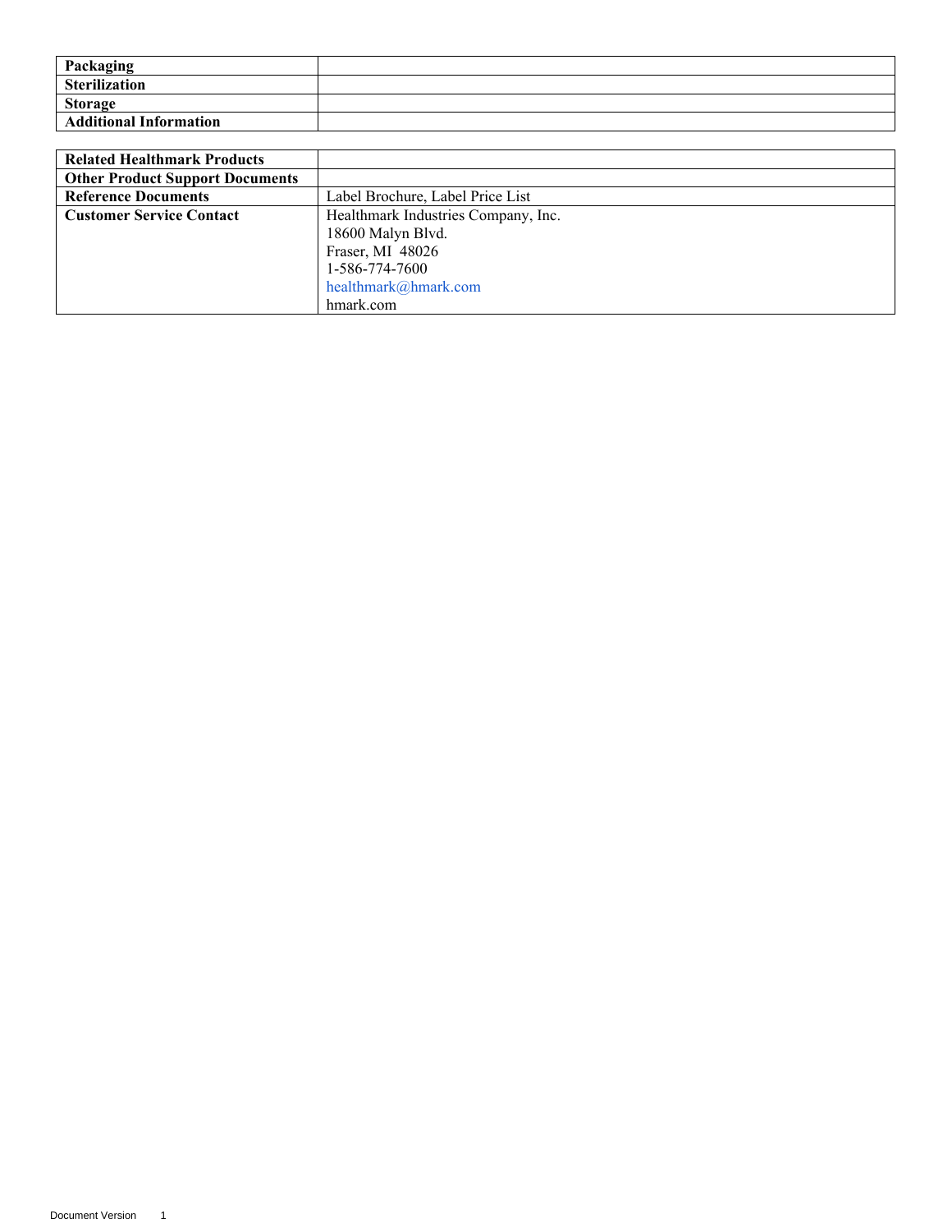| | |
|---|---|
| **Packaging** | |
| **Sterilization** | |
| **Storage** | |
| **Additional Information** | |

| | |
|---|---|
| **Related Healthmark Products** | |
| **Other Product Support Documents** | |
| **Reference Documents** | Label Brochure, Label Price List |
| **Customer Service Contact** | Healthmark Industries Company, Inc.<br>18600 Malyn Blvd.<br>Fraser, MI 48026<br>1-586-774-7600<br>healthmark@hmark.com<br>hmark.com |

Document Version 1